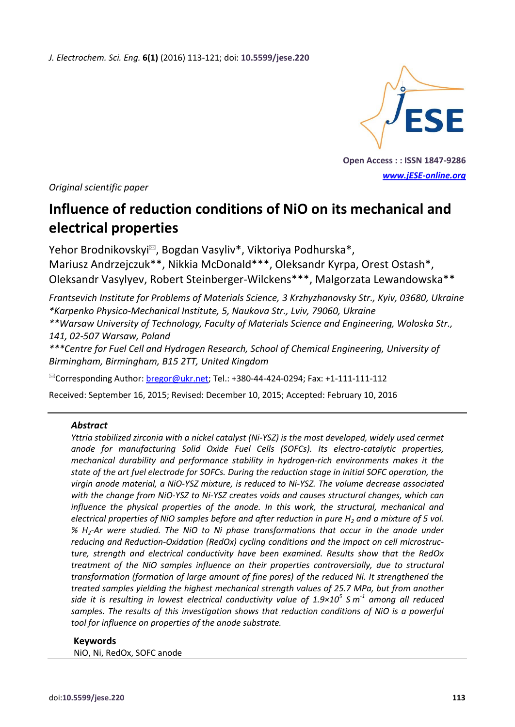*Original scientific paper*

# Influence of reduction conditions of NiO on its mechanical and electrical properties

Yehor Brodnikovskyi✉, Bogdan Vasyliv*, Viktoriya Podhurska*, Mariusz Andrzejczuk**, Nikkia McDonald***, Oleksandr Kyrpa, Orest Ostash*, Oleksandr Vasylyev, Robert Steinberger-Wilckens***, Malgorzata Lewandowska**

*Frantsevich Institute for Problems of Materials Science, 3 Krzhyzhanovsky Str., Kyiv, 03680, Ukraine*
*\*Karpenko Physico-Mechanical Institute, 5, Naukova Str., Lviv, 79060, Ukraine*
*\*\*Warsaw University of Technology, Faculty of Materials Science and Engineering, Wołoska Str., 141, 02-507 Warsaw, Poland*
*\*\*\*Centre for Fuel Cell and Hydrogen Research, School of Chemical Engineering, University of Birmingham, Birmingham, B15 2TT, United Kingdom*

✉Corresponding Author: bregor@ukr.net; Tel.: +380-44-424-0294; Fax: +1-111-111-112

Received: September 16, 2015; Revised: December 10, 2015; Accepted: February 10, 2016

### Abstract

*Yttria stabilized zirconia with a nickel catalyst (Ni-YSZ) is the most developed, widely used cermet anode for manufacturing Solid Oxide Fuel Cells (SOFCs). Its electro-catalytic properties, mechanical durability and performance stability in hydrogen-rich environments makes it the state of the art fuel electrode for SOFCs. During the reduction stage in initial SOFC operation, the virgin anode material, a NiO-YSZ mixture, is reduced to Ni-YSZ. The volume decrease associated with the change from NiO-YSZ to Ni-YSZ creates voids and causes structural changes, which can influence the physical properties of the anode. In this work, the structural, mechanical and electrical properties of NiO samples before and after reduction in pure $H_2$ and a mixture of 5 vol. % $H_2$-Ar were studied. The NiO to Ni phase transformations that occur in the anode under reducing and Reduction-Oxidation (RedOx) cycling conditions and the impact on cell microstructure, strength and electrical conductivity have been examined. Results show that the RedOx treatment of the NiO samples influence on their properties controversially, due to structural transformation (formation of large amount of fine pores) of the reduced Ni. It strengthened the treated samples yielding the highest mechanical strength values of 25.7 MPa, but from another side it is resulting in lowest electrical conductivity value of $1.9\times10^5$ S $m^{-1}$ among all reduced samples. The results of this investigation shows that reduction conditions of NiO is a powerful tool for influence on properties of the anode substrate.*

### Keywords

NiO, Ni, RedOx, SOFC anode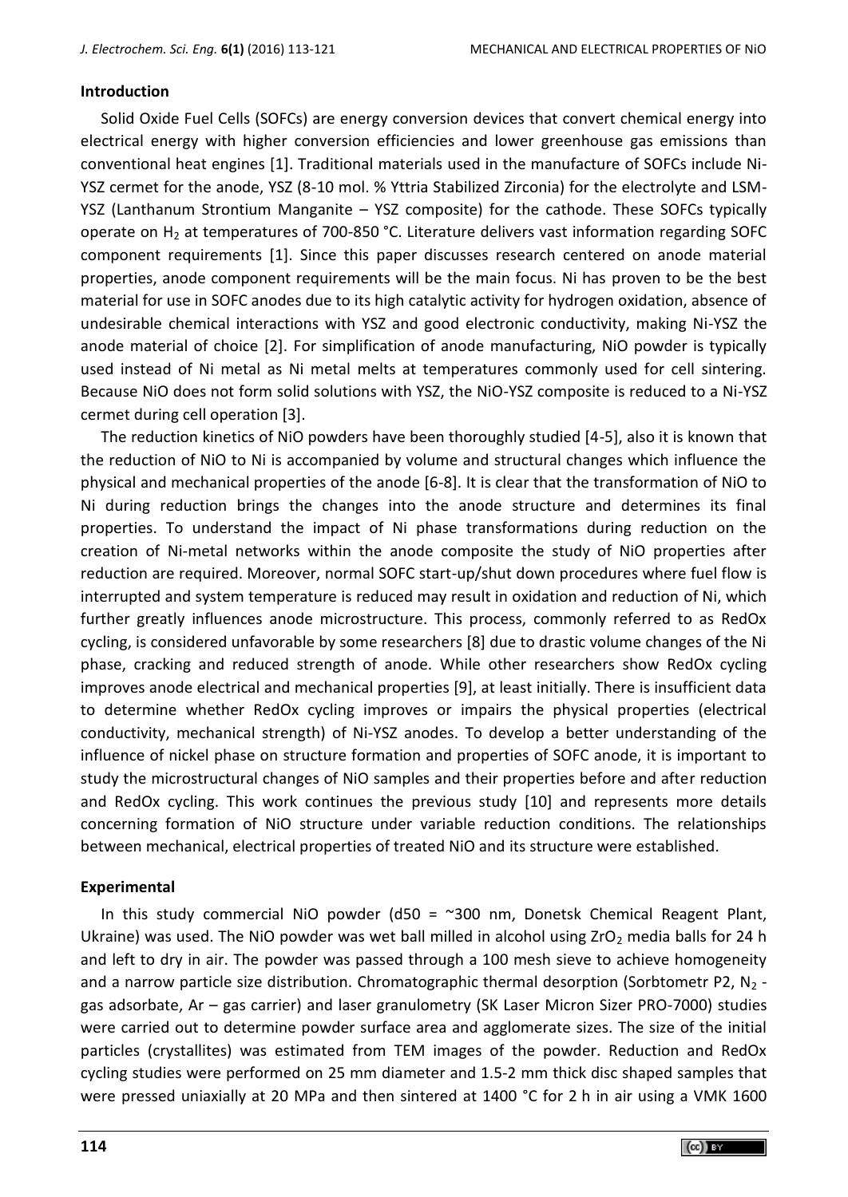## Introduction

Solid Oxide Fuel Cells (SOFCs) are energy conversion devices that convert chemical energy into electrical energy with higher conversion efficiencies and lower greenhouse gas emissions than conventional heat engines [1]. Traditional materials used in the manufacture of SOFCs include Ni-YSZ cermet for the anode, YSZ (8-10 mol. % Yttria Stabilized Zirconia) for the electrolyte and LSM-YSZ (Lanthanum Strontium Manganite – YSZ composite) for the cathode. These SOFCs typically operate on $H_2$ at temperatures of 700-850 °C. Literature delivers vast information regarding SOFC component requirements [1]. Since this paper discusses research centered on anode material properties, anode component requirements will be the main focus. Ni has proven to be the best material for use in SOFC anodes due to its high catalytic activity for hydrogen oxidation, absence of undesirable chemical interactions with YSZ and good electronic conductivity, making Ni-YSZ the anode material of choice [2]. For simplification of anode manufacturing, NiO powder is typically used instead of Ni metal as Ni metal melts at temperatures commonly used for cell sintering. Because NiO does not form solid solutions with YSZ, the NiO-YSZ composite is reduced to a Ni-YSZ cermet during cell operation [3].

The reduction kinetics of NiO powders have been thoroughly studied [4-5], also it is known that the reduction of NiO to Ni is accompanied by volume and structural changes which influence the physical and mechanical properties of the anode [6-8]. It is clear that the transformation of NiO to Ni during reduction brings the changes into the anode structure and determines its final properties. To understand the impact of Ni phase transformations during reduction on the creation of Ni-metal networks within the anode composite the study of NiO properties after reduction are required. Moreover, normal SOFC start-up/shut down procedures where fuel flow is interrupted and system temperature is reduced may result in oxidation and reduction of Ni, which further greatly influences anode microstructure. This process, commonly referred to as RedOx cycling, is considered unfavorable by some researchers [8] due to drastic volume changes of the Ni phase, cracking and reduced strength of anode. While other researchers show RedOx cycling improves anode electrical and mechanical properties [9], at least initially. There is insufficient data to determine whether RedOx cycling improves or impairs the physical properties (electrical conductivity, mechanical strength) of Ni-YSZ anodes. To develop a better understanding of the influence of nickel phase on structure formation and properties of SOFC anode, it is important to study the microstructural changes of NiO samples and their properties before and after reduction and RedOx cycling. This work continues the previous study [10] and represents more details concerning formation of NiO structure under variable reduction conditions. The relationships between mechanical, electrical properties of treated NiO and its structure were established.

## Experimental

In this study commercial NiO powder (d50 = ~300 nm, Donetsk Chemical Reagent Plant, Ukraine) was used. The NiO powder was wet ball milled in alcohol using $ZrO_2$ media balls for 24 h and left to dry in air. The powder was passed through a 100 mesh sieve to achieve homogeneity and a narrow particle size distribution. Chromatographic thermal desorption (Sorbtometr P2, $N_2$ - gas adsorbate, Ar – gas carrier) and laser granulometry (SK Laser Micron Sizer PRO-7000) studies were carried out to determine powder surface area and agglomerate sizes. The size of the initial particles (crystallites) was estimated from TEM images of the powder. Reduction and RedOx cycling studies were performed on 25 mm diameter and 1.5-2 mm thick disc shaped samples that were pressed uniaxially at 20 MPa and then sintered at 1400 °C for 2 h in air using a VMK 1600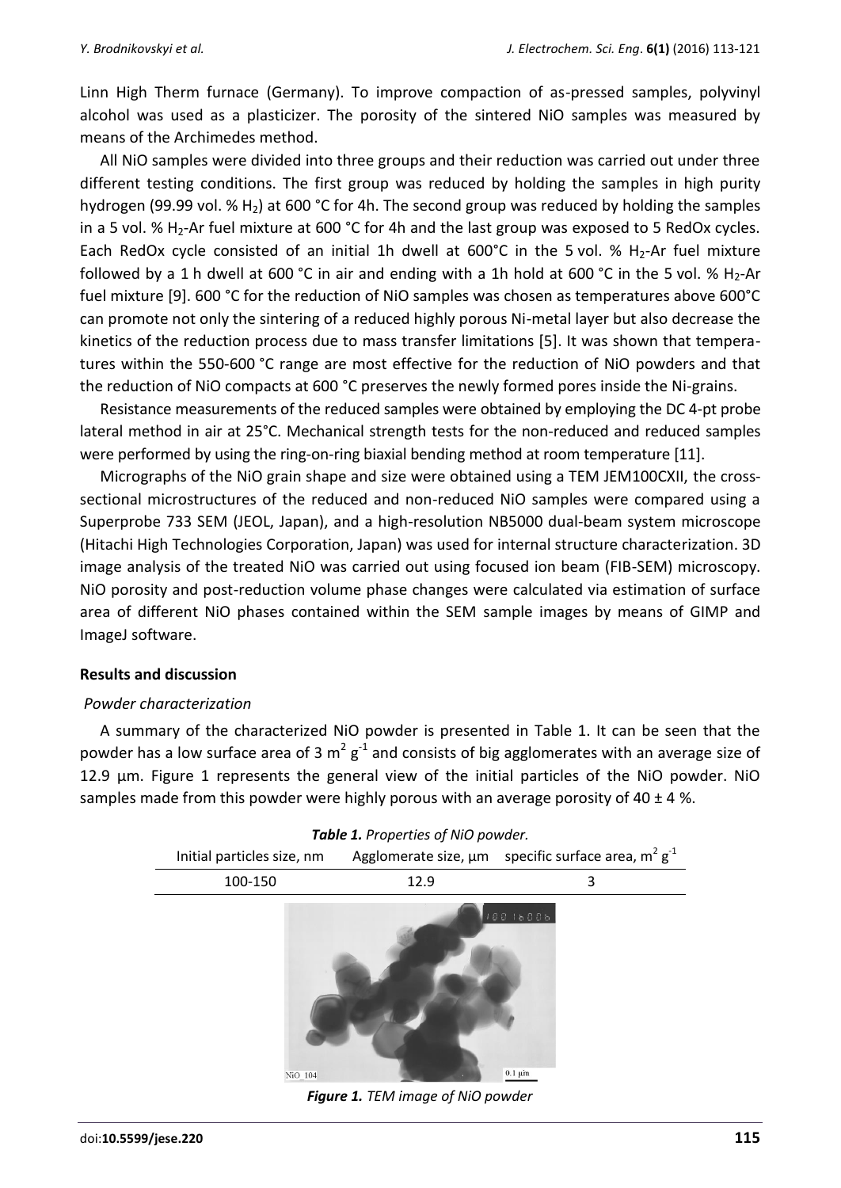Linn High Therm furnace (Germany). To improve compaction of as-pressed samples, polyvinyl alcohol was used as a plasticizer. The porosity of the sintered NiO samples was measured by means of the Archimedes method.

All NiO samples were divided into three groups and their reduction was carried out under three different testing conditions. The first group was reduced by holding the samples in high purity hydrogen (99.99 vol. % $H_2$) at 600 °C for 4h. The second group was reduced by holding the samples in a 5 vol. % $H_2$-Ar fuel mixture at 600 °C for 4h and the last group was exposed to 5 RedOx cycles. Each RedOx cycle consisted of an initial 1h dwell at 600°C in the 5 vol. % $H_2$-Ar fuel mixture followed by a 1 h dwell at 600 °C in air and ending with a 1h hold at 600 °C in the 5 vol. % $H_2$-Ar fuel mixture [9]. 600 °C for the reduction of NiO samples was chosen as temperatures above 600°C can promote not only the sintering of a reduced highly porous Ni-metal layer but also decrease the kinetics of the reduction process due to mass transfer limitations [5]. It was shown that temperatures within the 550-600 °C range are most effective for the reduction of NiO powders and that the reduction of NiO compacts at 600 °C preserves the newly formed pores inside the Ni-grains.

Resistance measurements of the reduced samples were obtained by employing the DC 4-pt probe lateral method in air at 25°C. Mechanical strength tests for the non-reduced and reduced samples were performed by using the ring-on-ring biaxial bending method at room temperature [11].

Micrographs of the NiO grain shape and size were obtained using a TEM JEM100CXII, the cross-sectional microstructures of the reduced and non-reduced NiO samples were compared using a Superprobe 733 SEM (JEOL, Japan), and a high-resolution NB5000 dual-beam system microscope (Hitachi High Technologies Corporation, Japan) was used for internal structure characterization. 3D image analysis of the treated NiO was carried out using focused ion beam (FIB-SEM) microscopy. NiO porosity and post-reduction volume phase changes were calculated via estimation of surface area of different NiO phases contained within the SEM sample images by means of GIMP and ImageJ software.

## Results and discussion

### *Powder characterization*

A summary of the characterized NiO powder is presented in Table 1. It can be seen that the powder has a low surface area of 3 $m^2\ g^{-1}$ and consists of big agglomerates with an average size of 12.9 µm. Figure 1 represents the general view of the initial particles of the NiO powder. NiO samples made from this powder were highly porous with an average porosity of 40 ± 4 %.

***Table 1.*** *Properties of NiO powder.*

| Initial particles size, nm | Agglomerate size, µm | specific surface area, $m^2\ g^{-1}$ |
|---|---|---|
| 100-150 | 12.9 | 3 |

***Figure 1.*** *TEM image of NiO powder*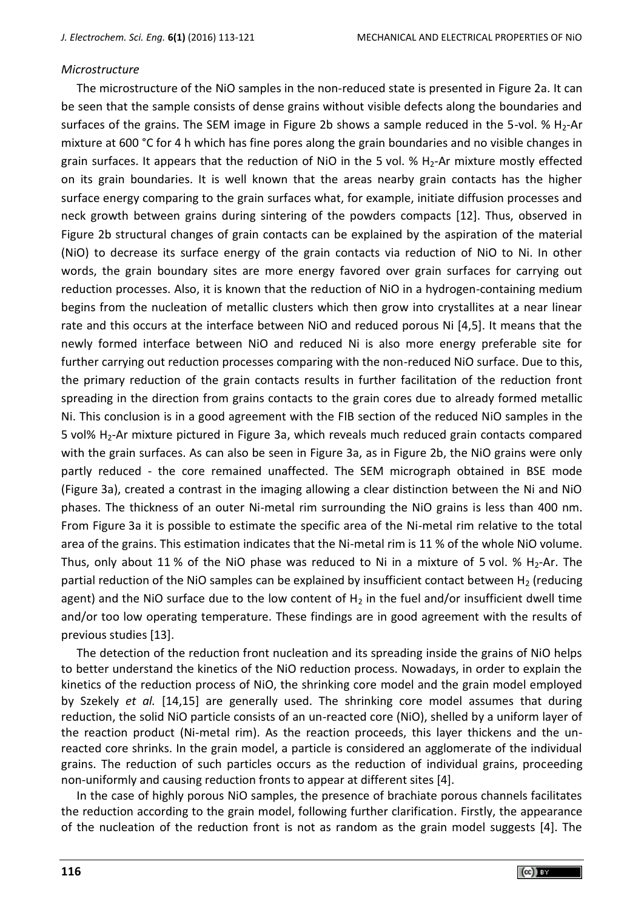*Microstructure*

The microstructure of the NiO samples in the non-reduced state is presented in Figure 2a. It can be seen that the sample consists of dense grains without visible defects along the boundaries and surfaces of the grains. The SEM image in Figure 2b shows a sample reduced in the 5-vol. % $H_2$-Ar mixture at 600 °C for 4 h which has fine pores along the grain boundaries and no visible changes in grain surfaces. It appears that the reduction of NiO in the 5 vol. % $H_2$-Ar mixture mostly effected on its grain boundaries. It is well known that the areas nearby grain contacts has the higher surface energy comparing to the grain surfaces what, for example, initiate diffusion processes and neck growth between grains during sintering of the powders compacts [12]. Thus, observed in Figure 2b structural changes of grain contacts can be explained by the aspiration of the material (NiO) to decrease its surface energy of the grain contacts via reduction of NiO to Ni. In other words, the grain boundary sites are more energy favored over grain surfaces for carrying out reduction processes. Also, it is known that the reduction of NiO in a hydrogen-containing medium begins from the nucleation of metallic clusters which then grow into crystallites at a near linear rate and this occurs at the interface between NiO and reduced porous Ni [4,5]. It means that the newly formed interface between NiO and reduced Ni is also more energy preferable site for further carrying out reduction processes comparing with the non-reduced NiO surface. Due to this, the primary reduction of the grain contacts results in further facilitation of the reduction front spreading in the direction from grains contacts to the grain cores due to already formed metallic Ni. This conclusion is in a good agreement with the FIB section of the reduced NiO samples in the 5 vol% $H_2$-Ar mixture pictured in Figure 3a, which reveals much reduced grain contacts compared with the grain surfaces. As can also be seen in Figure 3a, as in Figure 2b, the NiO grains were only partly reduced - the core remained unaffected. The SEM micrograph obtained in BSE mode (Figure 3a), created a contrast in the imaging allowing a clear distinction between the Ni and NiO phases. The thickness of an outer Ni-metal rim surrounding the NiO grains is less than 400 nm. From Figure 3a it is possible to estimate the specific area of the Ni-metal rim relative to the total area of the grains. This estimation indicates that the Ni-metal rim is 11 % of the whole NiO volume. Thus, only about 11 % of the NiO phase was reduced to Ni in a mixture of 5 vol. % $H_2$-Ar. The partial reduction of the NiO samples can be explained by insufficient contact between $H_2$ (reducing agent) and the NiO surface due to the low content of $H_2$ in the fuel and/or insufficient dwell time and/or too low operating temperature. These findings are in good agreement with the results of previous studies [13].

The detection of the reduction front nucleation and its spreading inside the grains of NiO helps to better understand the kinetics of the NiO reduction process. Nowadays, in order to explain the kinetics of the reduction process of NiO, the shrinking core model and the grain model employed by Szekely *et al.* [14,15] are generally used. The shrinking core model assumes that during reduction, the solid NiO particle consists of an un-reacted core (NiO), shelled by a uniform layer of the reaction product (Ni-metal rim). As the reaction proceeds, this layer thickens and the un-reacted core shrinks. In the grain model, a particle is considered an agglomerate of the individual grains. The reduction of such particles occurs as the reduction of individual grains, proceeding non-uniformly and causing reduction fronts to appear at different sites [4].

In the case of highly porous NiO samples, the presence of brachiate porous channels facilitates the reduction according to the grain model, following further clarification. Firstly, the appearance of the nucleation of the reduction front is not as random as the grain model suggests [4]. The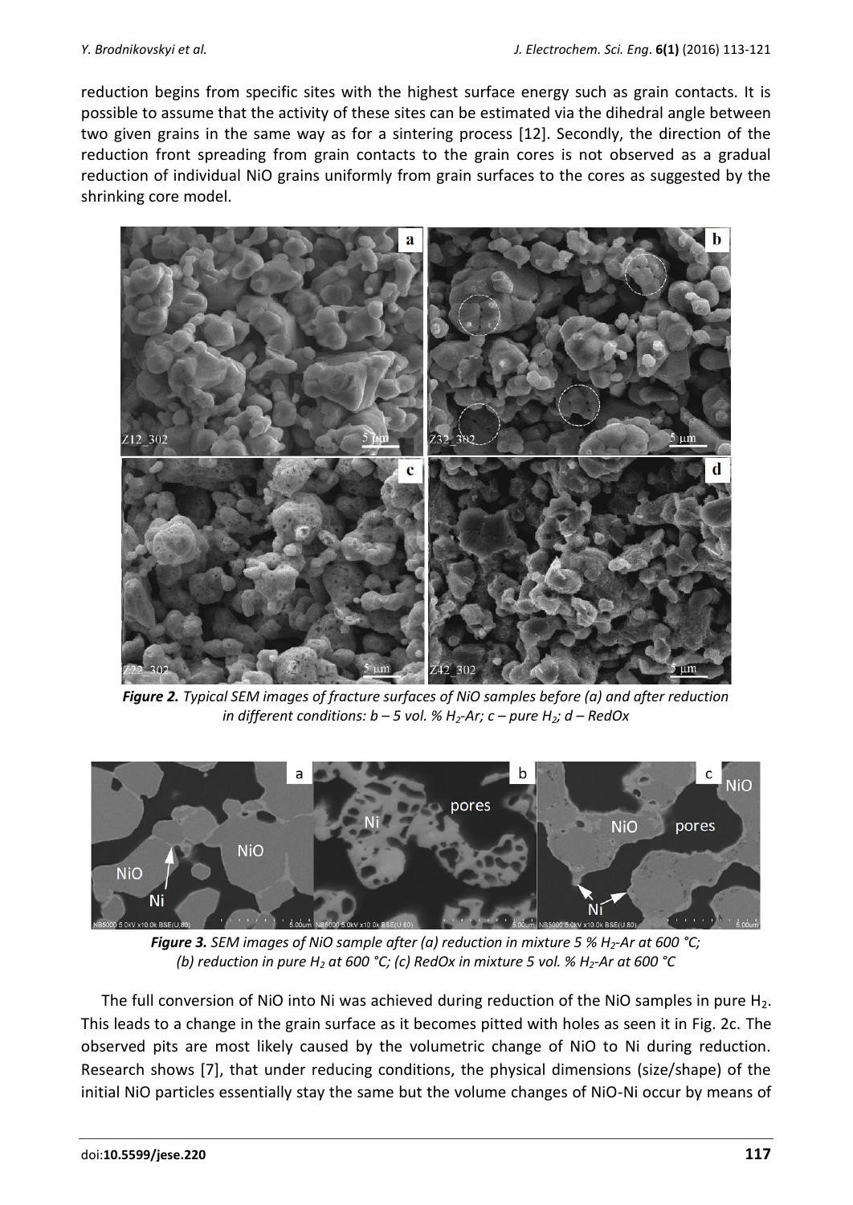reduction begins from specific sites with the highest surface energy such as grain contacts. It is possible to assume that the activity of these sites can be estimated via the dihedral angle between two given grains in the same way as for a sintering process [12]. Secondly, the direction of the reduction front spreading from grain contacts to the grain cores is not observed as a gradual reduction of individual NiO grains uniformly from grain surfaces to the cores as suggested by the shrinking core model.

***Figure 2.*** *Typical SEM images of fracture surfaces of NiO samples before (a) and after reduction in different conditions: b – 5 vol. % $H_2$-Ar; c – pure $H_2$; d – RedOx*

***Figure 3.*** *SEM images of NiO sample after (a) reduction in mixture 5 % $H_2$-Ar at 600 °C; (b) reduction in pure $H_2$ at 600 °C; (c) RedOx in mixture 5 vol. % $H_2$-Ar at 600 °C*

The full conversion of NiO into Ni was achieved during reduction of the NiO samples in pure $H_2$. This leads to a change in the grain surface as it becomes pitted with holes as seen it in Fig. 2c. The observed pits are most likely caused by the volumetric change of NiO to Ni during reduction. Research shows [7], that under reducing conditions, the physical dimensions (size/shape) of the initial NiO particles essentially stay the same but the volume changes of NiO-Ni occur by means of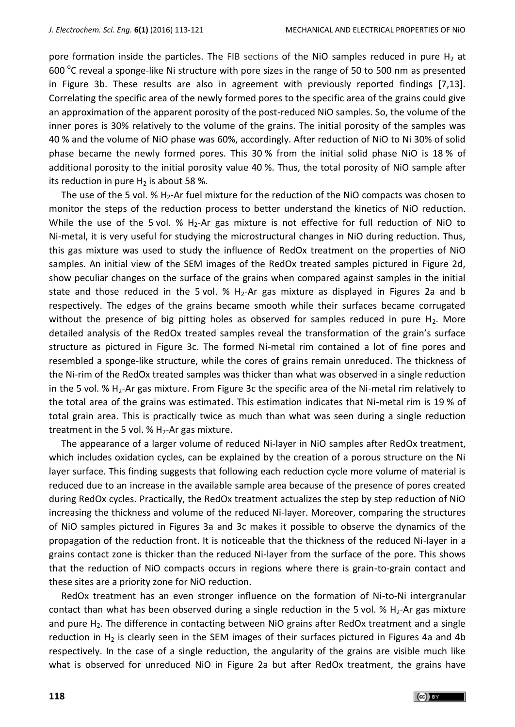pore formation inside the particles. The FIB sections of the NiO samples reduced in pure $H_2$ at 600 °C reveal a sponge-like Ni structure with pore sizes in the range of 50 to 500 nm as presented in Figure 3b. These results are also in agreement with previously reported findings [7,13]. Correlating the specific area of the newly formed pores to the specific area of the grains could give an approximation of the apparent porosity of the post-reduced NiO samples. So, the volume of the inner pores is 30% relatively to the volume of the grains. The initial porosity of the samples was 40 % and the volume of NiO phase was 60%, accordingly. After reduction of NiO to Ni 30% of solid phase became the newly formed pores. This 30 % from the initial solid phase NiO is 18 % of additional porosity to the initial porosity value 40 %. Thus, the total porosity of NiO sample after its reduction in pure $H_2$ is about 58 %.

The use of the 5 vol. % $H_2$-Ar fuel mixture for the reduction of the NiO compacts was chosen to monitor the steps of the reduction process to better understand the kinetics of NiO reduction. While the use of the 5 vol. % $H_2$-Ar gas mixture is not effective for full reduction of NiO to Ni-metal, it is very useful for studying the microstructural changes in NiO during reduction. Thus, this gas mixture was used to study the influence of RedOx treatment on the properties of NiO samples. An initial view of the SEM images of the RedOx treated samples pictured in Figure 2d, show peculiar changes on the surface of the grains when compared against samples in the initial state and those reduced in the 5 vol. % $H_2$-Ar gas mixture as displayed in Figures 2a and b respectively. The edges of the grains became smooth while their surfaces became corrugated without the presence of big pitting holes as observed for samples reduced in pure $H_2$. More detailed analysis of the RedOx treated samples reveal the transformation of the grain's surface structure as pictured in Figure 3c. The formed Ni-metal rim contained a lot of fine pores and resembled a sponge-like structure, while the cores of grains remain unreduced. The thickness of the Ni-rim of the RedOx treated samples was thicker than what was observed in a single reduction in the 5 vol. % $H_2$-Ar gas mixture. From Figure 3c the specific area of the Ni-metal rim relatively to the total area of the grains was estimated. This estimation indicates that Ni-metal rim is 19 % of total grain area. This is practically twice as much than what was seen during a single reduction treatment in the 5 vol. % $H_2$-Ar gas mixture.

The appearance of a larger volume of reduced Ni-layer in NiO samples after RedOx treatment, which includes oxidation cycles, can be explained by the creation of a porous structure on the Ni layer surface. This finding suggests that following each reduction cycle more volume of material is reduced due to an increase in the available sample area because of the presence of pores created during RedOx cycles. Practically, the RedOx treatment actualizes the step by step reduction of NiO increasing the thickness and volume of the reduced Ni-layer. Moreover, comparing the structures of NiO samples pictured in Figures 3a and 3c makes it possible to observe the dynamics of the propagation of the reduction front. It is noticeable that the thickness of the reduced Ni-layer in a grains contact zone is thicker than the reduced Ni-layer from the surface of the pore. This shows that the reduction of NiO compacts occurs in regions where there is grain-to-grain contact and these sites are a priority zone for NiO reduction.

RedOx treatment has an even stronger influence on the formation of Ni-to-Ni intergranular contact than what has been observed during a single reduction in the 5 vol. % $H_2$-Ar gas mixture and pure $H_2$. The difference in contacting between NiO grains after RedOx treatment and a single reduction in $H_2$ is clearly seen in the SEM images of their surfaces pictured in Figures 4a and 4b respectively. In the case of a single reduction, the angularity of the grains are visible much like what is observed for unreduced NiO in Figure 2a but after RedOx treatment, the grains have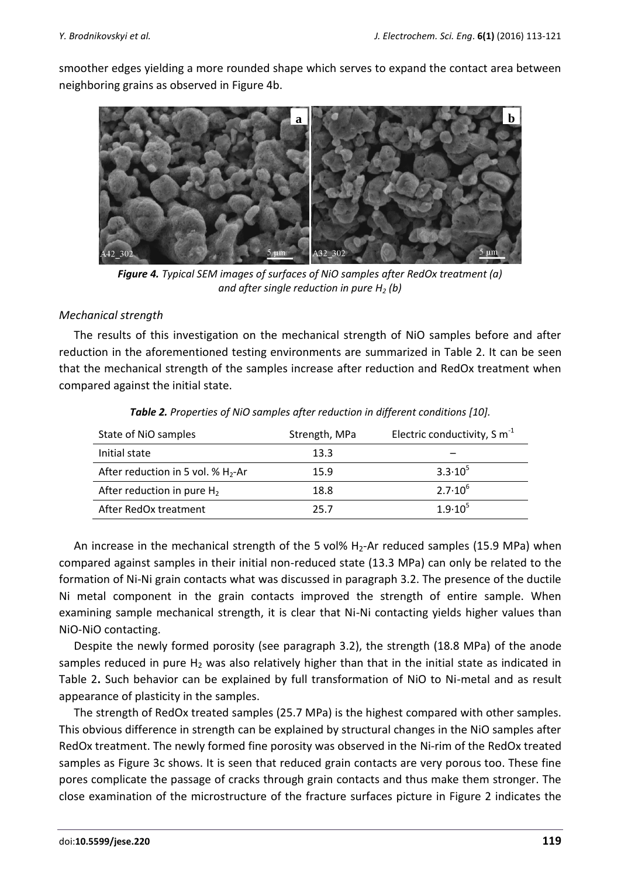smoother edges yielding a more rounded shape which serves to expand the contact area between neighboring grains as observed in Figure 4b.

***Figure 4.*** *Typical SEM images of surfaces of NiO samples after RedOx treatment (a) and after single reduction in pure $H_2$ (b)*

*Mechanical strength*

The results of this investigation on the mechanical strength of NiO samples before and after reduction in the aforementioned testing environments are summarized in Table 2. It can be seen that the mechanical strength of the samples increase after reduction and RedOx treatment when compared against the initial state.

***Table 2.*** *Properties of NiO samples after reduction in different conditions [10].*

| State of NiO samples | Strength, MPa | Electric conductivity, S $m^{-1}$ |
|---|---|---|
| Initial state | 13.3 | – |
| After reduction in 5 vol. % $H_2$-Ar | 15.9 | $3.3 \cdot 10^5$ |
| After reduction in pure $H_2$ | 18.8 | $2.7 \cdot 10^6$ |
| After RedOx treatment | 25.7 | $1.9 \cdot 10^5$ |

An increase in the mechanical strength of the 5 vol% $H_2$-Ar reduced samples (15.9 MPa) when compared against samples in their initial non-reduced state (13.3 MPa) can only be related to the formation of Ni-Ni grain contacts what was discussed in paragraph 3.2. The presence of the ductile Ni metal component in the grain contacts improved the strength of entire sample. When examining sample mechanical strength, it is clear that Ni-Ni contacting yields higher values than NiO-NiO contacting.

Despite the newly formed porosity (see paragraph 3.2), the strength (18.8 MPa) of the anode samples reduced in pure $H_2$ was also relatively higher than that in the initial state as indicated in Table 2**.** Such behavior can be explained by full transformation of NiO to Ni-metal and as result appearance of plasticity in the samples.

The strength of RedOx treated samples (25.7 MPa) is the highest compared with other samples. This obvious difference in strength can be explained by structural changes in the NiO samples after RedOx treatment. The newly formed fine porosity was observed in the Ni-rim of the RedOx treated samples as Figure 3c shows. It is seen that reduced grain contacts are very porous too. These fine pores complicate the passage of cracks through grain contacts and thus make them stronger. The close examination of the microstructure of the fracture surfaces picture in Figure 2 indicates the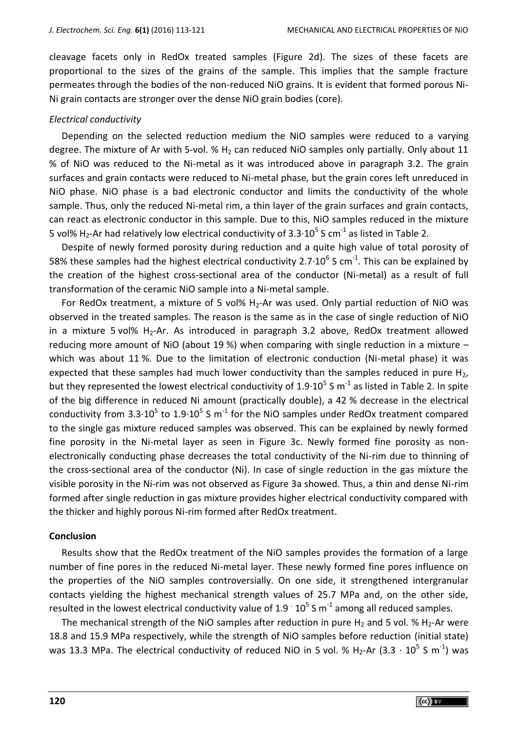cleavage facets only in RedOx treated samples (Figure 2d). The sizes of these facets are proportional to the sizes of the grains of the sample. This implies that the sample fracture permeates through the bodies of the non-reduced NiO grains. It is evident that formed porous Ni-Ni grain contacts are stronger over the dense NiO grain bodies (core).

### *Electrical conductivity*

Depending on the selected reduction medium the NiO samples were reduced to a varying degree. The mixture of Ar with 5-vol. % $H_2$ can reduced NiO samples only partially. Only about 11 % of NiO was reduced to the Ni-metal as it was introduced above in paragraph 3.2. The grain surfaces and grain contacts were reduced to Ni-metal phase, but the grain cores left unreduced in NiO phase. NiO phase is a bad electronic conductor and limits the conductivity of the whole sample. Thus, only the reduced Ni-metal rim, a thin layer of the grain surfaces and grain contacts, can react as electronic conductor in this sample. Due to this, NiO samples reduced in the mixture 5 vol% $H_2$-Ar had relatively low electrical conductivity of $3.3 \cdot 10^5$ S cm$^{-1}$ as listed in Table 2.

Despite of newly formed porosity during reduction and a quite high value of total porosity of 58% these samples had the highest electrical conductivity $2.7 \cdot 10^6$ S cm$^{-1}$. This can be explained by the creation of the highest cross-sectional area of the conductor (Ni-metal) as a result of full transformation of the ceramic NiO sample into a Ni-metal sample.

For RedOx treatment, a mixture of 5 vol% $H_2$-Ar was used. Only partial reduction of NiO was observed in the treated samples. The reason is the same as in the case of single reduction of NiO in a mixture 5 vol% $H_2$-Ar. As introduced in paragraph 3.2 above, RedOx treatment allowed reducing more amount of NiO (about 19 %) when comparing with single reduction in a mixture – which was about 11 %. Due to the limitation of electronic conduction (Ni-metal phase) it was expected that these samples had much lower conductivity than the samples reduced in pure $H_2$, but they represented the lowest electrical conductivity of $1.9 \cdot 10^5$ S m$^{-1}$ as listed in Table 2. In spite of the big difference in reduced Ni amount (practically double), a 42 % decrease in the electrical conductivity from $3.3 \cdot 10^5$ to $1.9 \cdot 10^5$ S m$^{-1}$ for the NiO samples under RedOx treatment compared to the single gas mixture reduced samples was observed. This can be explained by newly formed fine porosity in the Ni-metal layer as seen in Figure 3c. Newly formed fine porosity as non-electronically conducting phase decreases the total conductivity of the Ni-rim due to thinning of the cross-sectional area of the conductor (Ni). In case of single reduction in the gas mixture the visible porosity in the Ni-rim was not observed as Figure 3a showed. Thus, a thin and dense Ni-rim formed after single reduction in gas mixture provides higher electrical conductivity compared with the thicker and highly porous Ni-rim formed after RedOx treatment.

## Conclusion

Results show that the RedOx treatment of the NiO samples provides the formation of a large number of fine pores in the reduced Ni-metal layer. These newly formed fine pores influence on the properties of the NiO samples controversially. On one side, it strengthened intergranular contacts yielding the highest mechanical strength values of 25.7 MPa and, on the other side, resulted in the lowest electrical conductivity value of $1.9 \cdot 10^5$ S m$^{-1}$ among all reduced samples.

The mechanical strength of the NiO samples after reduction in pure $H_2$ and 5 vol. % $H_2$-Ar were 18.8 and 15.9 MPa respectively, while the strength of NiO samples before reduction (initial state) was 13.3 MPa. The electrical conductivity of reduced NiO in 5 vol. % $H_2$-Ar ($3.3 \cdot 10^5$ S m$^{-1}$) was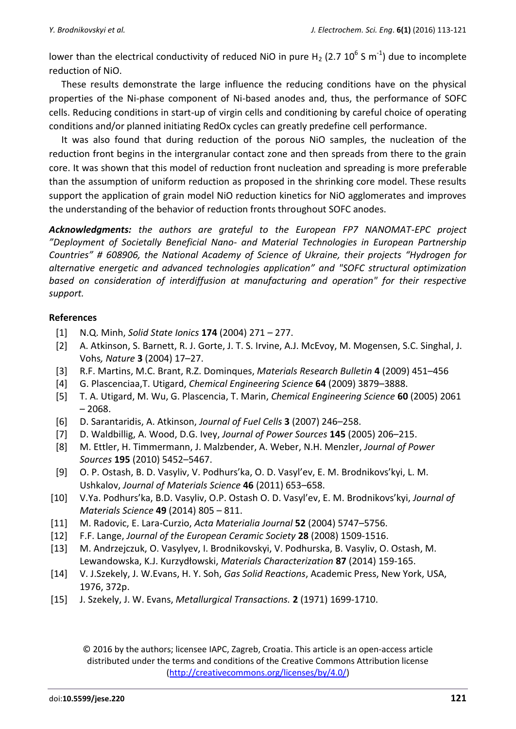lower than the electrical conductivity of reduced NiO in pure $H_2$ ($2.7\ 10^6$ S $m^{-1}$) due to incomplete reduction of NiO.

These results demonstrate the large influence the reducing conditions have on the physical properties of the Ni-phase component of Ni-based anodes and, thus, the performance of SOFC cells. Reducing conditions in start-up of virgin cells and conditioning by careful choice of operating conditions and/or planned initiating RedOx cycles can greatly predefine cell performance.

It was also found that during reduction of the porous NiO samples, the nucleation of the reduction front begins in the intergranular contact zone and then spreads from there to the grain core. It was shown that this model of reduction front nucleation and spreading is more preferable than the assumption of uniform reduction as proposed in the shrinking core model. These results support the application of grain model NiO reduction kinetics for NiO agglomerates and improves the understanding of the behavior of reduction fronts throughout SOFC anodes.

***Acknowledgments:*** *the authors are grateful to the European FP7 NANOMAT-EPC project "Deployment of Societally Beneficial Nano- and Material Technologies in European Partnership Countries" # 608906, the National Academy of Science of Ukraine, their projects "Hydrogen for alternative energetic and advanced technologies application" and "SOFC structural optimization based on consideration of interdiffusion at manufacturing and operation" for their respective support.*

## References

[1] N.Q. Minh, *Solid State Ionics* **174** (2004) 271 – 277.

[2] A. Atkinson, S. Barnett, R. J. Gorte, J. T. S. Irvine, A.J. McEvoy, M. Mogensen, S.C. Singhal, J. Vohs*, Nature* **3** (2004) 17–27.

[3] R.F. Martins, M.C. Brant, R.Z. Dominques, *Materials Research Bulletin* **4** (2009) 451–456

[4] G. Plascenciaa,T. Utigard, *Chemical Engineering Science* **64** (2009) 3879–3888.

[5] T. A. Utigard, M. Wu, G. Plascencia, T. Marin, *Chemical Engineering Science* **60** (2005) 2061 – 2068.

[6] D. Sarantaridis, A. Atkinson, *Journal of Fuel Cells* **3** (2007) 246–258.

[7] D. Waldbillig, A. Wood, D.G. Ivey, *Journal of Power Sources* **145** (2005) 206–215.

[8] M. Ettler, H. Timmermann, J. Malzbender, A. Weber, N.H. Menzler, *Journal of Power Sources* **195** (2010) 5452–5467.

[9] O. P. Ostash, B. D. Vasyliv, V. Podhurs'ka, O. D. Vasyl'ev, E. M. Brodnikovs'kyi, L. M. Ushkalov, *Journal of Materials Science* **46** (2011) 653–658.

[10] V.Ya. Podhurs'ka, B.D. Vasyliv, O.P. Ostash O. D. Vasyl'ev, E. M. Brodnikovs'kyi, *Journal of Materials Science* **49** (2014) 805 – 811.

[11] M. Radovic, E. Lara-Curzio, *Acta Materialia Journal* **52** (2004) 5747–5756.

[12] F.F. Lange, *Journal of the European Ceramic Society* **28** (2008) 1509-1516.

[13] M. Andrzejczuk, O. Vasylyev, I. Brodnikovskyi, V. Podhurska, B. Vasyliv, O. Ostash, M. Lewandowska, K.J. Kurzydłowski, *Materials Characterization* **87** (2014) 159-165.

[14] V. J.Szekely, J. W.Evans, H. Y. Soh, *Gas Solid Reactions*, Academic Press, New York, USA, 1976, 372p.

[15] J. Szekely, J. W. Evans, *Metallurgical Transactions.* **2** (1971) 1699-1710.

© 2016 by the authors; licensee IAPC, Zagreb, Croatia. This article is an open-access article distributed under the terms and conditions of the Creative Commons Attribution license (http://creativecommons.org/licenses/by/4.0/)